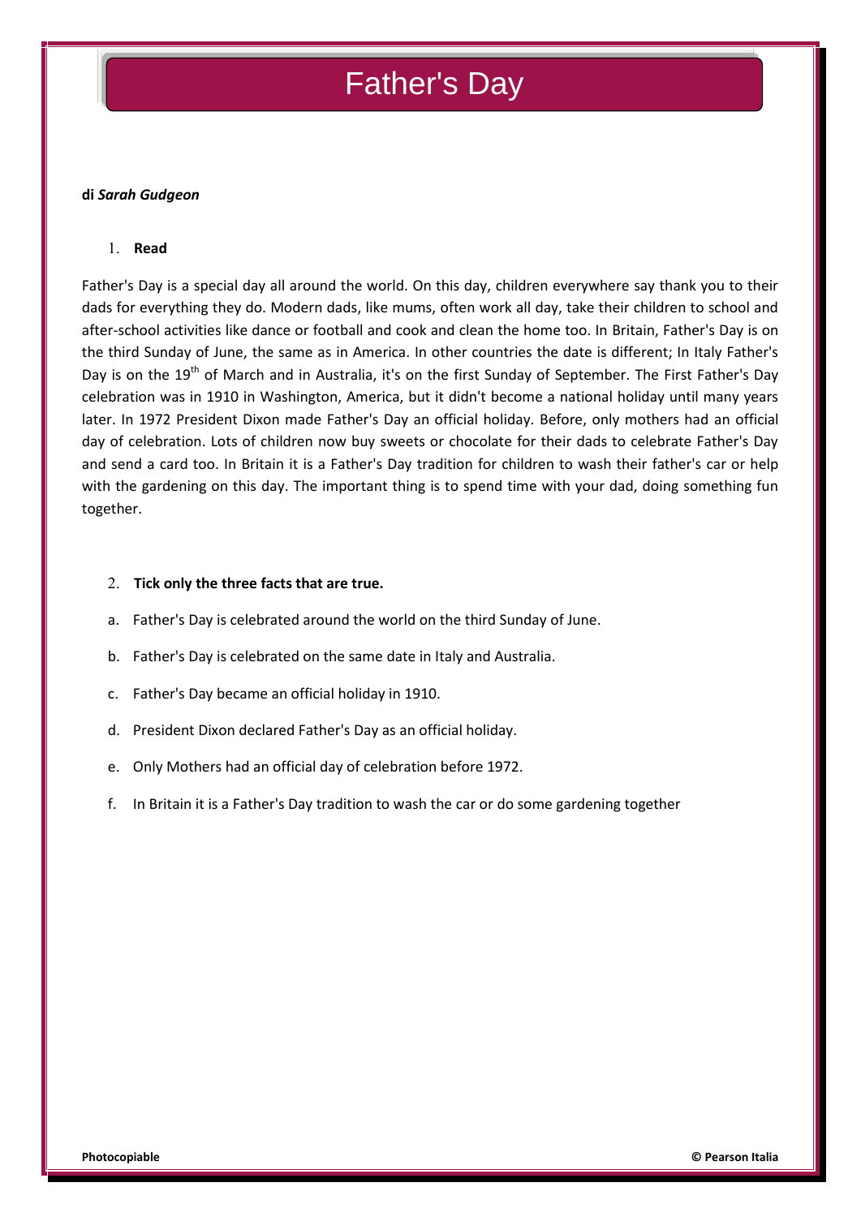# Father's Day

**di *Sarah Gudgeon***

1. **Read**

Father's Day is a special day all around the world. On this day, children everywhere say thank you to their dads for everything they do. Modern dads, like mums, often work all day, take their children to school and after-school activities like dance or football and cook and clean the home too. In Britain, Father's Day is on the third Sunday of June, the same as in America. In other countries the date is different; In Italy Father's Day is on the 19th of March and in Australia, it's on the first Sunday of September. The First Father's Day celebration was in 1910 in Washington, America, but it didn't become a national holiday until many years later. In 1972 President Dixon made Father's Day an official holiday. Before, only mothers had an official day of celebration. Lots of children now buy sweets or chocolate for their dads to celebrate Father's Day and send a card too. In Britain it is a Father's Day tradition for children to wash their father's car or help with the gardening on this day. The important thing is to spend time with your dad, doing something fun together.

2. **Tick only the three facts that are true.**

a. Father's Day is celebrated around the world on the third Sunday of June.

b. Father's Day is celebrated on the same date in Italy and Australia.

c. Father's Day became an official holiday in 1910.

d. President Dixon declared Father's Day as an official holiday.

e. Only Mothers had an official day of celebration before 1972.

f. In Britain it is a Father's Day tradition to wash the car or do some gardening together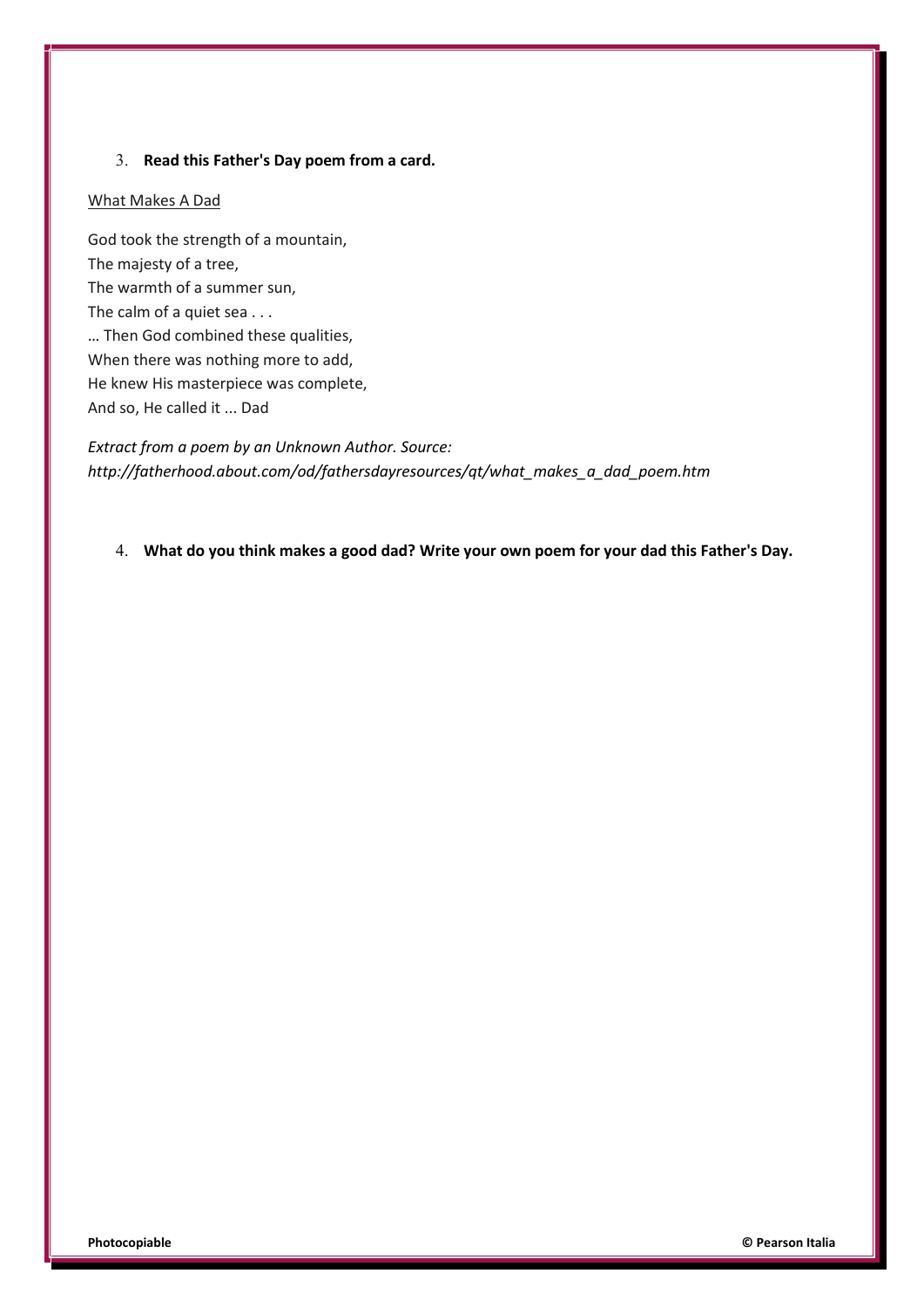3. **Read this Father's Day poem from a card.**

<u>What Makes A Dad</u>

God took the strength of a mountain,  
The majesty of a tree,  
The warmth of a summer sun,  
The calm of a quiet sea . . .  
… Then God combined these qualities,  
When there was nothing more to add,  
He knew His masterpiece was complete,  
And so, He called it ... Dad

*Extract from a poem by an Unknown Author. Source: http://fatherhood.about.com/od/fathersdayresources/qt/what_makes_a_dad_poem.htm*

4. **What do you think makes a good dad? Write your own poem for your dad this Father's Day.**

**Photocopiable** **© Pearson Italia**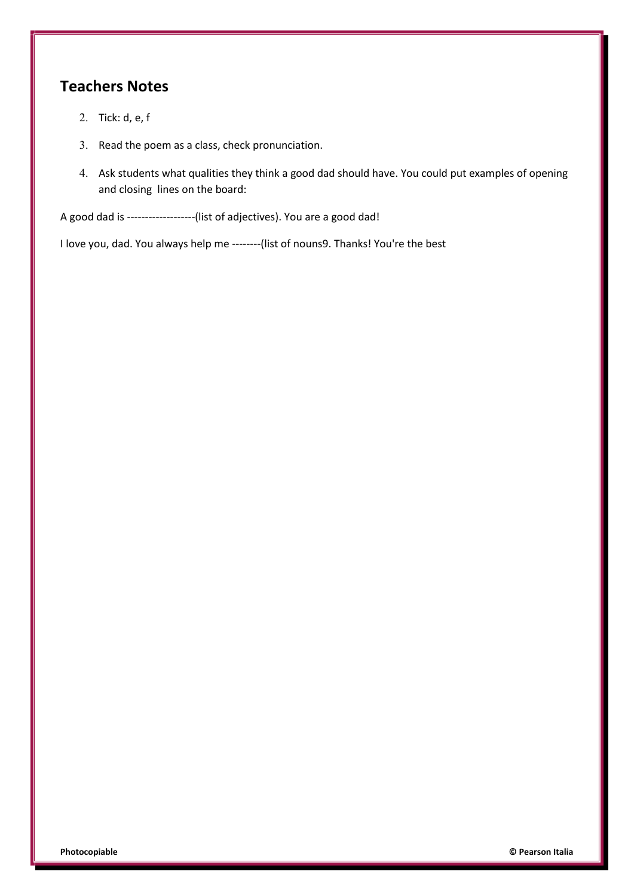## Teachers Notes

2. Tick: d, e, f
3. Read the poem as a class, check pronunciation.
4. Ask students what qualities they think a good dad should have. You could put examples of opening and closing lines on the board:

A good dad is -------------------(list of adjectives). You are a good dad!

I love you, dad. You always help me --------(list of nouns9. Thanks! You're the best

Photocopiable

© Pearson Italia